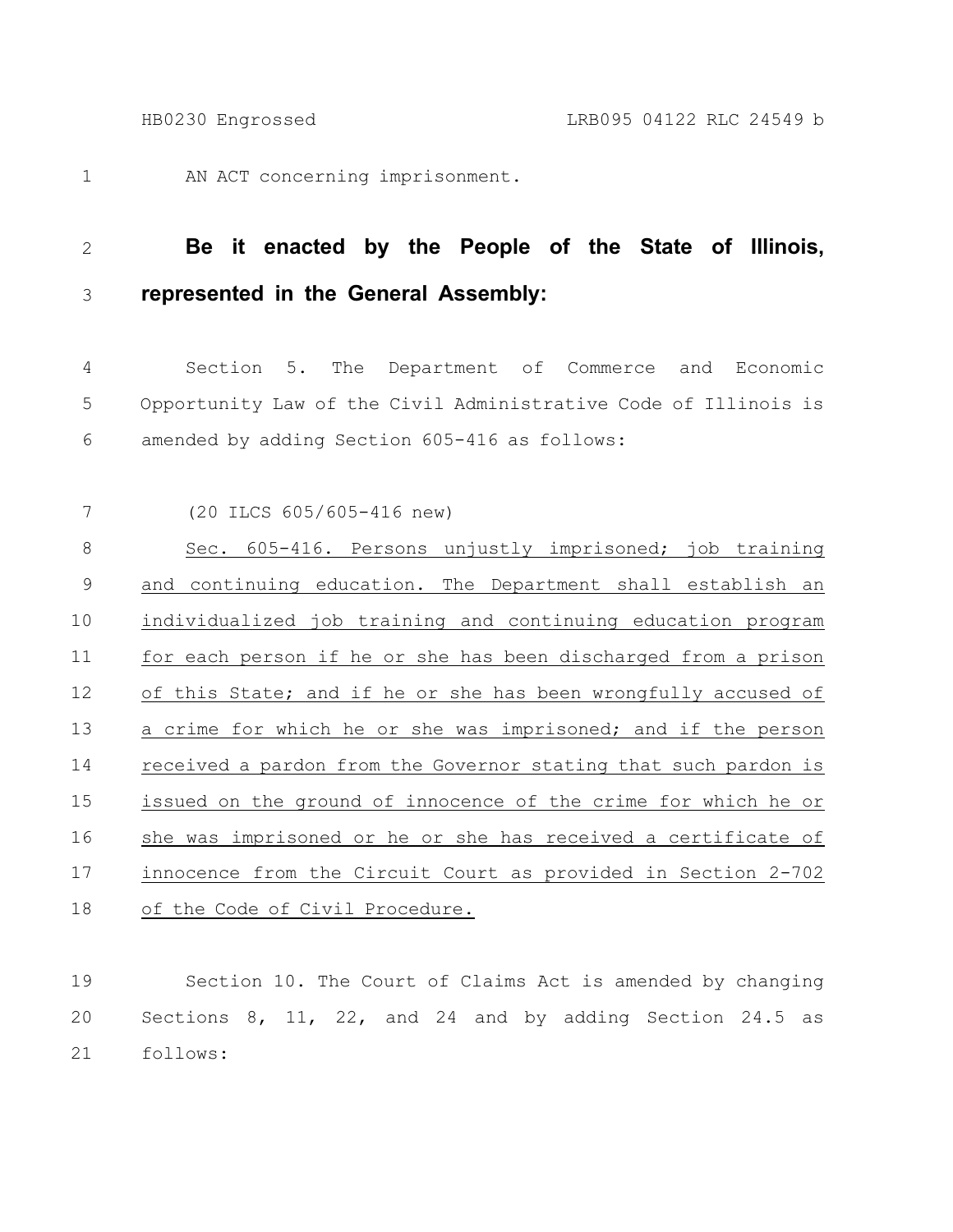AN ACT concerning imprisonment.

**Be it enacted by the People of the State of Illinois, represented in the General Assembly:**

Section 5. The Department of Commerce and Economic Opportunity Law of the Civil Administrative Code of Illinois is amended by adding Section 605-416 as follows:

(20 ILCS 605/605-416 new)

Sec. 605-416. Persons unjustly imprisoned; job training and continuing education. The Department shall establish an individualized job training and continuing education program for each person if he or she has been discharged from a prison of this State; and if he or she has been wrongfully accused of a crime for which he or she was imprisoned; and if the person received a pardon from the Governor stating that such pardon is issued on the ground of innocence of the crime for which he or she was imprisoned or he or she has received a certificate of innocence from the Circuit Court as provided in Section 2-702 of the Code of Civil Procedure.

Section 10. The Court of Claims Act is amended by changing Sections 8, 11, 22, and 24 and by adding Section 24.5 as follows: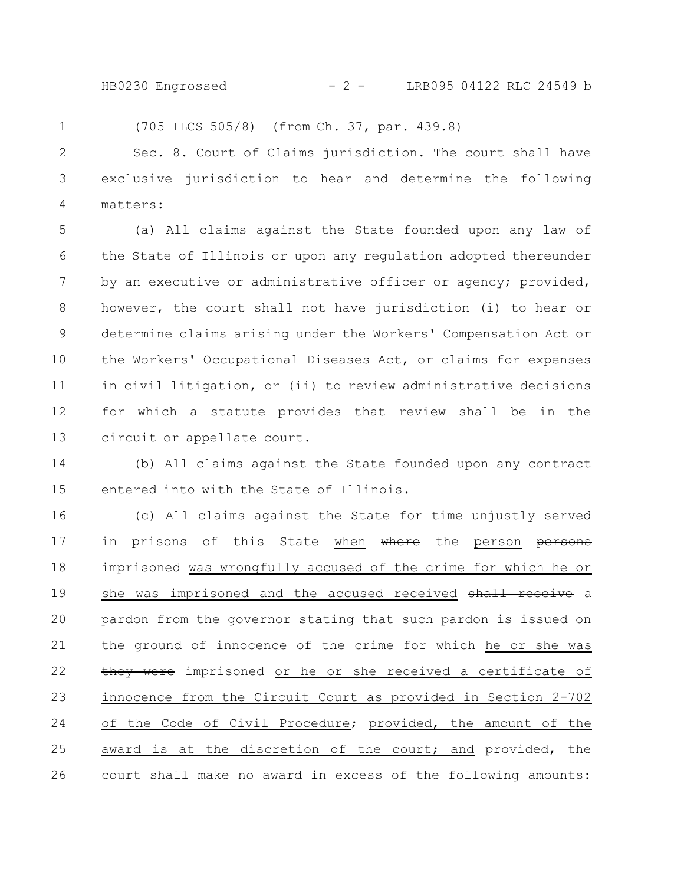(705 ILCS 505/8) (from Ch. 37, par. 439.8)

Sec. 8. Court of Claims jurisdiction. The court shall have exclusive jurisdiction to hear and determine the following matters:

(a) All claims against the State founded upon any law of the State of Illinois or upon any regulation adopted thereunder by an executive or administrative officer or agency; provided, however, the court shall not have jurisdiction (i) to hear or determine claims arising under the Workers' Compensation Act or the Workers' Occupational Diseases Act, or claims for expenses in civil litigation, or (ii) to review administrative decisions for which a statute provides that review shall be in the circuit or appellate court.

(b) All claims against the State founded upon any contract entered into with the State of Illinois.

(c) All claims against the State for time unjustly served in prisons of this State <u>when</u> ~~where~~ the <u>person</u> ~~persons~~ imprisoned <u>was wrongfully accused of the crime for which he or she was imprisoned and the accused received</u> ~~shall receive~~ a pardon from the governor stating that such pardon is issued on the ground of innocence of the crime for which <u>he or she was</u> ~~they were~~ imprisoned <u>or he or she received a certificate of innocence from the Circuit Court as provided in Section 2-702 of the Code of Civil Procedure</u>; <u>provided, the amount of the award is at the discretion of the court; and</u> provided, the court shall make no award in excess of the following amounts: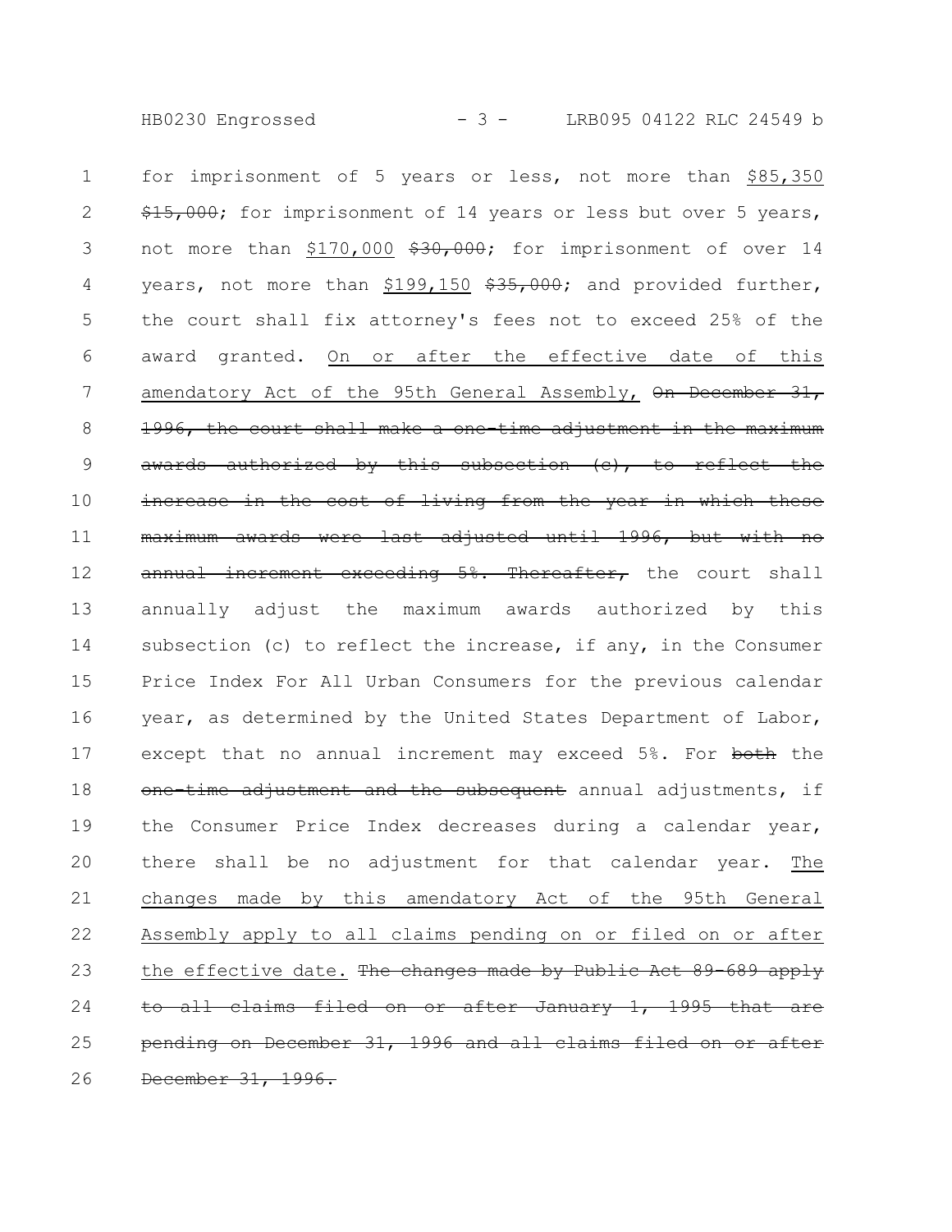for imprisonment of 5 years or less, not more than <u>$85,350</u> ~~$15,000~~; for imprisonment of 14 years or less but over 5 years, not more than <u>$170,000</u> ~~$30,000~~; for imprisonment of over 14 years, not more than <u>$199,150</u> ~~$35,000~~; and provided further, the court shall fix attorney's fees not to exceed 25% of the award granted. <u>On or after the effective date of this amendatory Act of the 95th General Assembly,</u> ~~On December 31, 1996, the court shall make a one-time adjustment in the maximum awards authorized by this subsection (c), to reflect the increase in the cost of living from the year in which these maximum awards were last adjusted until 1996, but with no annual increment exceeding 5%. Thereafter,~~ the court shall annually adjust the maximum awards authorized by this subsection (c) to reflect the increase, if any, in the Consumer Price Index For All Urban Consumers for the previous calendar year, as determined by the United States Department of Labor, except that no annual increment may exceed 5%. For ~~both~~ the ~~one-time adjustment and the subsequent~~ annual adjustments, if the Consumer Price Index decreases during a calendar year, there shall be no adjustment for that calendar year. <u>The changes made by this amendatory Act of the 95th General Assembly apply to all claims pending on or filed on or after the effective date.</u> ~~The changes made by Public Act 89-689 apply to all claims filed on or after January 1, 1995 that are pending on December 31, 1996 and all claims filed on or after December 31, 1996.~~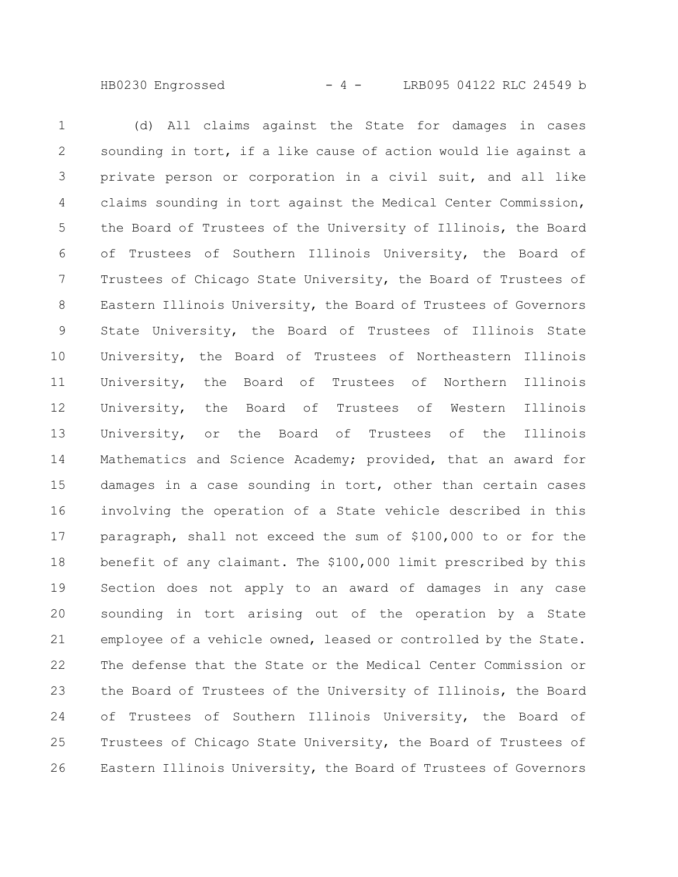(d) All claims against the State for damages in cases sounding in tort, if a like cause of action would lie against a private person or corporation in a civil suit, and all like claims sounding in tort against the Medical Center Commission, the Board of Trustees of the University of Illinois, the Board of Trustees of Southern Illinois University, the Board of Trustees of Chicago State University, the Board of Trustees of Eastern Illinois University, the Board of Trustees of Governors State University, the Board of Trustees of Illinois State University, the Board of Trustees of Northeastern Illinois University, the Board of Trustees of Northern Illinois University, the Board of Trustees of Western Illinois University, or the Board of Trustees of the Illinois Mathematics and Science Academy; provided, that an award for damages in a case sounding in tort, other than certain cases involving the operation of a State vehicle described in this paragraph, shall not exceed the sum of $100,000 to or for the benefit of any claimant. The $100,000 limit prescribed by this Section does not apply to an award of damages in any case sounding in tort arising out of the operation by a State employee of a vehicle owned, leased or controlled by the State. The defense that the State or the Medical Center Commission or the Board of Trustees of the University of Illinois, the Board of Trustees of Southern Illinois University, the Board of Trustees of Chicago State University, the Board of Trustees of Eastern Illinois University, the Board of Trustees of Governors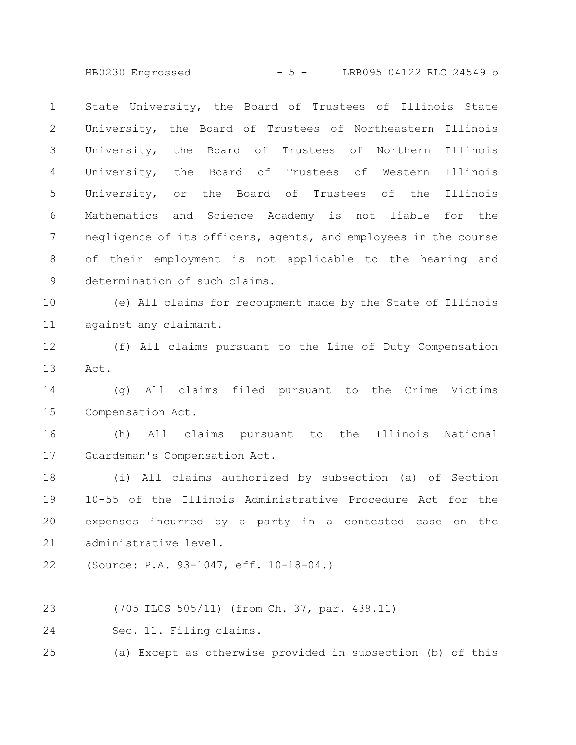State University, the Board of Trustees of Illinois State University, the Board of Trustees of Northeastern Illinois University, the Board of Trustees of Northern Illinois University, the Board of Trustees of Western Illinois University, or the Board of Trustees of the Illinois Mathematics and Science Academy is not liable for the negligence of its officers, agents, and employees in the course of their employment is not applicable to the hearing and determination of such claims.

(e) All claims for recoupment made by the State of Illinois against any claimant.

(f) All claims pursuant to the Line of Duty Compensation Act.

(g) All claims filed pursuant to the Crime Victims Compensation Act.

(h) All claims pursuant to the Illinois National Guardsman's Compensation Act.

(i) All claims authorized by subsection (a) of Section 10-55 of the Illinois Administrative Procedure Act for the expenses incurred by a party in a contested case on the administrative level.

(Source: P.A. 93-1047, eff. 10-18-04.)

(705 ILCS 505/11) (from Ch. 37, par. 439.11)

Sec. 11. Filing claims.

(a) Except as otherwise provided in subsection (b) of this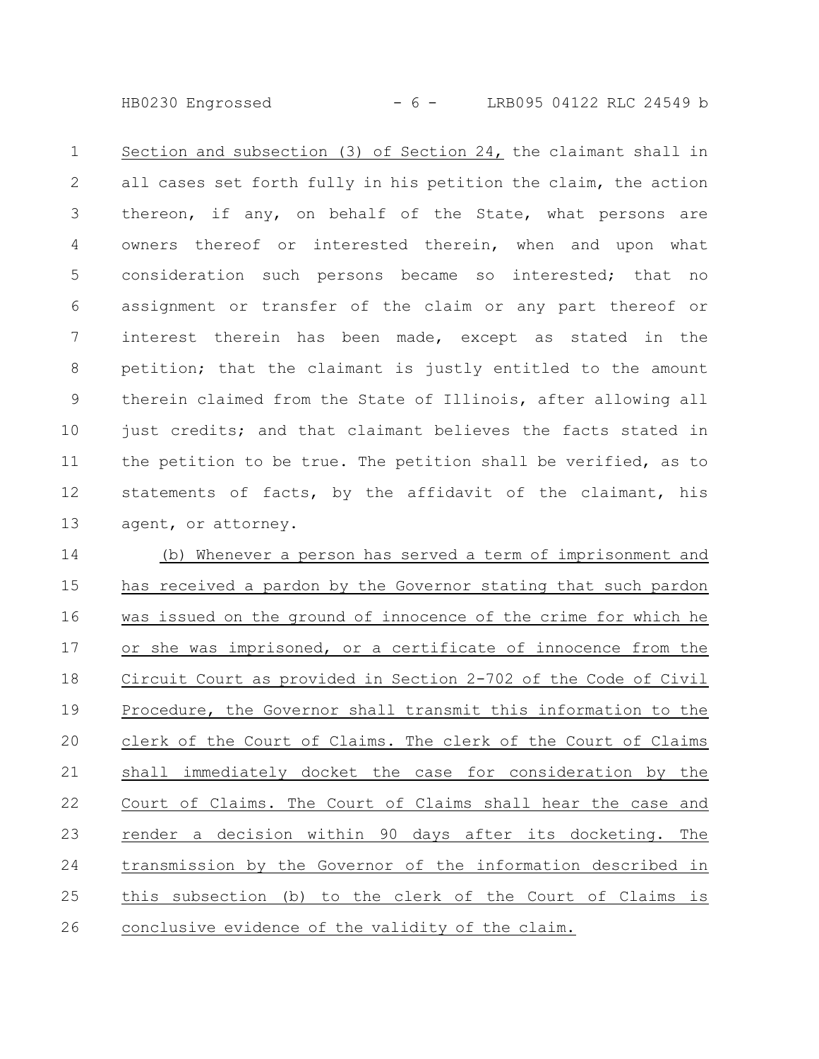Section and subsection (3) of Section 24, the claimant shall in all cases set forth fully in his petition the claim, the action thereon, if any, on behalf of the State, what persons are owners thereof or interested therein, when and upon what consideration such persons became so interested; that no assignment or transfer of the claim or any part thereof or interest therein has been made, except as stated in the petition; that the claimant is justly entitled to the amount therein claimed from the State of Illinois, after allowing all just credits; and that claimant believes the facts stated in the petition to be true. The petition shall be verified, as to statements of facts, by the affidavit of the claimant, his agent, or attorney.

(b) Whenever a person has served a term of imprisonment and has received a pardon by the Governor stating that such pardon was issued on the ground of innocence of the crime for which he or she was imprisoned, or a certificate of innocence from the Circuit Court as provided in Section 2-702 of the Code of Civil Procedure, the Governor shall transmit this information to the clerk of the Court of Claims. The clerk of the Court of Claims shall immediately docket the case for consideration by the Court of Claims. The Court of Claims shall hear the case and render a decision within 90 days after its docketing. The transmission by the Governor of the information described in this subsection (b) to the clerk of the Court of Claims is conclusive evidence of the validity of the claim.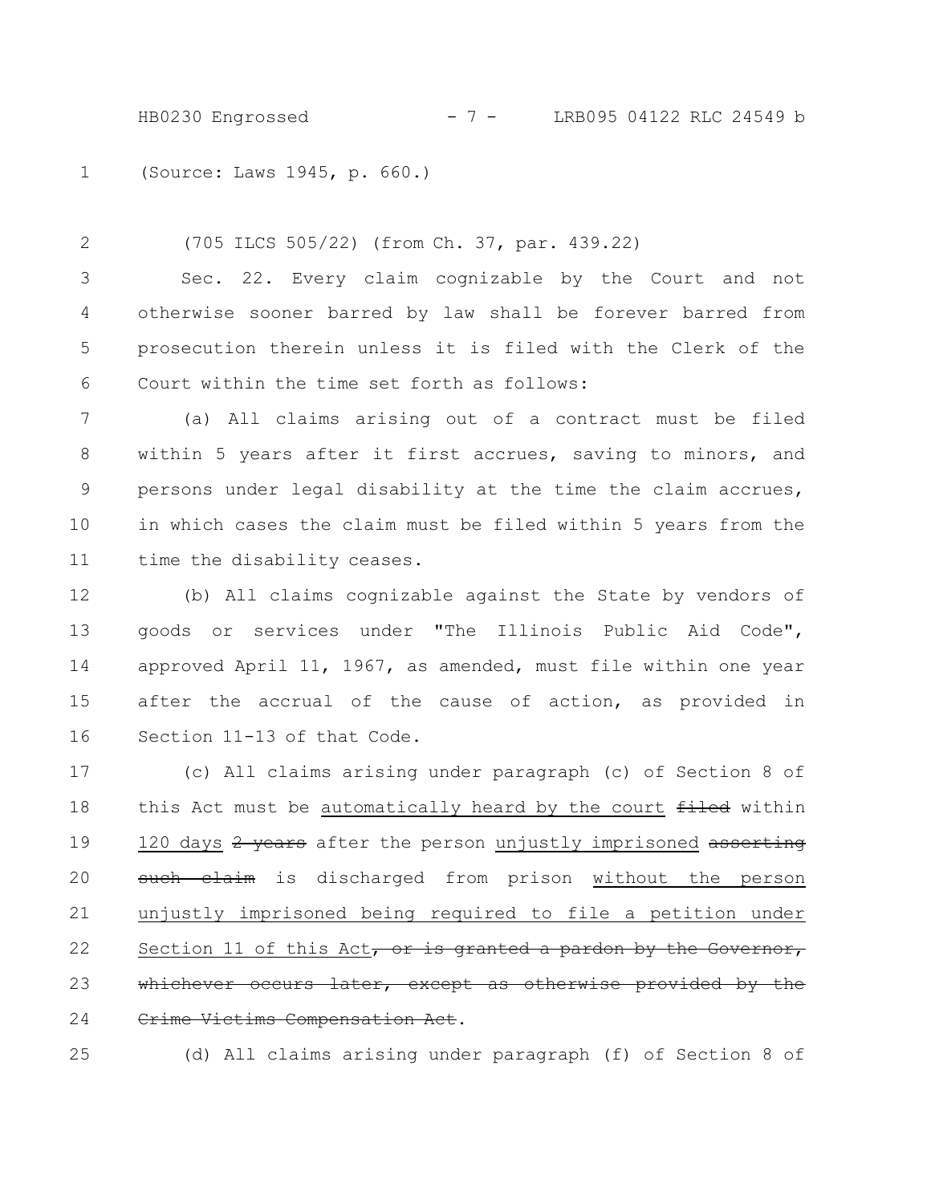(Source: Laws 1945, p. 660.)

(705 ILCS 505/22) (from Ch. 37, par. 439.22)

Sec. 22. Every claim cognizable by the Court and not otherwise sooner barred by law shall be forever barred from prosecution therein unless it is filed with the Clerk of the Court within the time set forth as follows:

(a) All claims arising out of a contract must be filed within 5 years after it first accrues, saving to minors, and persons under legal disability at the time the claim accrues, in which cases the claim must be filed within 5 years from the time the disability ceases.

(b) All claims cognizable against the State by vendors of goods or services under "The Illinois Public Aid Code", approved April 11, 1967, as amended, must file within one year after the accrual of the cause of action, as provided in Section 11-13 of that Code.

(c) All claims arising under paragraph (c) of Section 8 of this Act must be <u>automatically heard by the court</u> ~~filed~~ within <u>120 days</u> ~~2 years~~ after the person <u>unjustly imprisoned</u> ~~asserting such claim~~ is discharged from prison <u>without the person unjustly imprisoned being required to file a petition under Section 11 of this Act</u>~~, or is granted a pardon by the Governor, whichever occurs later, except as otherwise provided by the Crime Victims Compensation Act~~.

(d) All claims arising under paragraph (f) of Section 8 of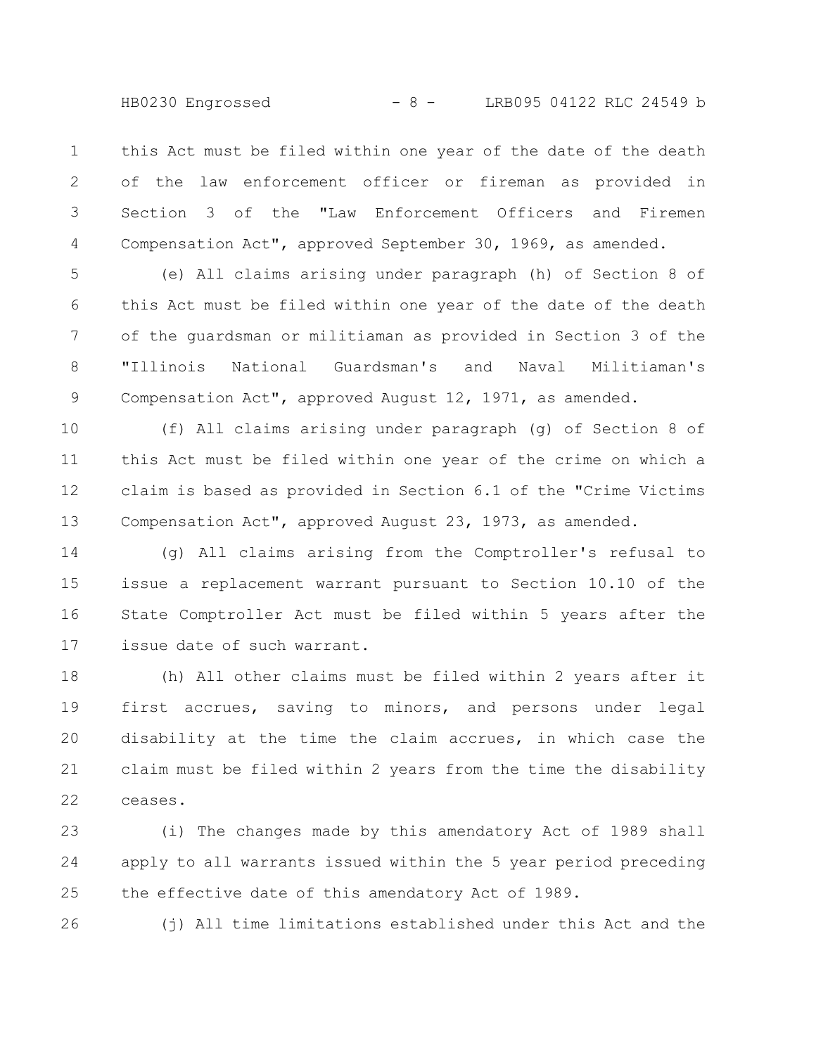this Act must be filed within one year of the date of the death of the law enforcement officer or fireman as provided in Section 3 of the "Law Enforcement Officers and Firemen Compensation Act", approved September 30, 1969, as amended.

(e) All claims arising under paragraph (h) of Section 8 of this Act must be filed within one year of the date of the death of the guardsman or militiaman as provided in Section 3 of the "Illinois National Guardsman's and Naval Militiaman's Compensation Act", approved August 12, 1971, as amended.

(f) All claims arising under paragraph (g) of Section 8 of this Act must be filed within one year of the crime on which a claim is based as provided in Section 6.1 of the "Crime Victims Compensation Act", approved August 23, 1973, as amended.

(g) All claims arising from the Comptroller's refusal to issue a replacement warrant pursuant to Section 10.10 of the State Comptroller Act must be filed within 5 years after the issue date of such warrant.

(h) All other claims must be filed within 2 years after it first accrues, saving to minors, and persons under legal disability at the time the claim accrues, in which case the claim must be filed within 2 years from the time the disability ceases.

(i) The changes made by this amendatory Act of 1989 shall apply to all warrants issued within the 5 year period preceding the effective date of this amendatory Act of 1989.

(j) All time limitations established under this Act and the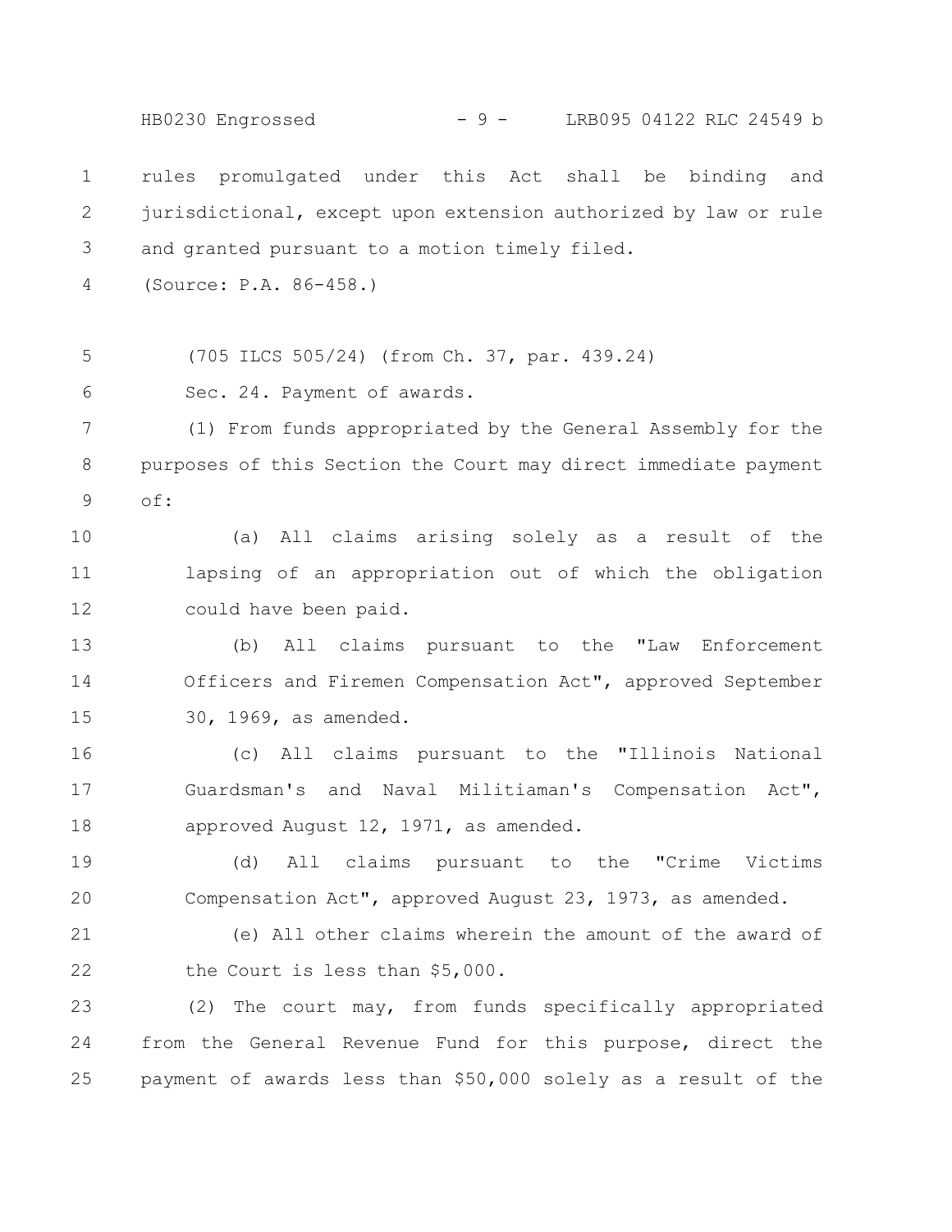rules promulgated under this Act shall be binding and jurisdictional, except upon extension authorized by law or rule and granted pursuant to a motion timely filed.

(Source: P.A. 86-458.)

(705 ILCS 505/24) (from Ch. 37, par. 439.24)

Sec. 24. Payment of awards.

(1) From funds appropriated by the General Assembly for the purposes of this Section the Court may direct immediate payment of:

(a) All claims arising solely as a result of the lapsing of an appropriation out of which the obligation could have been paid.

(b) All claims pursuant to the "Law Enforcement Officers and Firemen Compensation Act", approved September 30, 1969, as amended.

(c) All claims pursuant to the "Illinois National Guardsman's and Naval Militiaman's Compensation Act", approved August 12, 1971, as amended.

(d) All claims pursuant to the "Crime Victims Compensation Act", approved August 23, 1973, as amended.

(e) All other claims wherein the amount of the award of the Court is less than $5,000.

(2) The court may, from funds specifically appropriated from the General Revenue Fund for this purpose, direct the payment of awards less than $50,000 solely as a result of the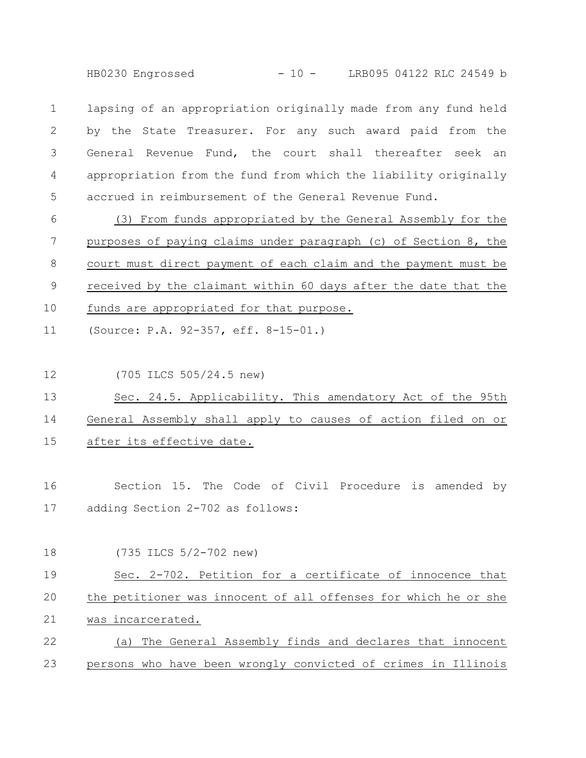lapsing of an appropriation originally made from any fund held by the State Treasurer. For any such award paid from the General Revenue Fund, the court shall thereafter seek an appropriation from the fund from which the liability originally accrued in reimbursement of the General Revenue Fund.

(3) From funds appropriated by the General Assembly for the purposes of paying claims under paragraph (c) of Section 8, the court must direct payment of each claim and the payment must be received by the claimant within 60 days after the date that the funds are appropriated for that purpose.

(Source: P.A. 92-357, eff. 8-15-01.)

(705 ILCS 505/24.5 new)

Sec. 24.5. Applicability. This amendatory Act of the 95th General Assembly shall apply to causes of action filed on or after its effective date.

Section 15. The Code of Civil Procedure is amended by adding Section 2-702 as follows:

(735 ILCS 5/2-702 new)

Sec. 2-702. Petition for a certificate of innocence that the petitioner was innocent of all offenses for which he or she was incarcerated.

(a) The General Assembly finds and declares that innocent persons who have been wrongly convicted of crimes in Illinois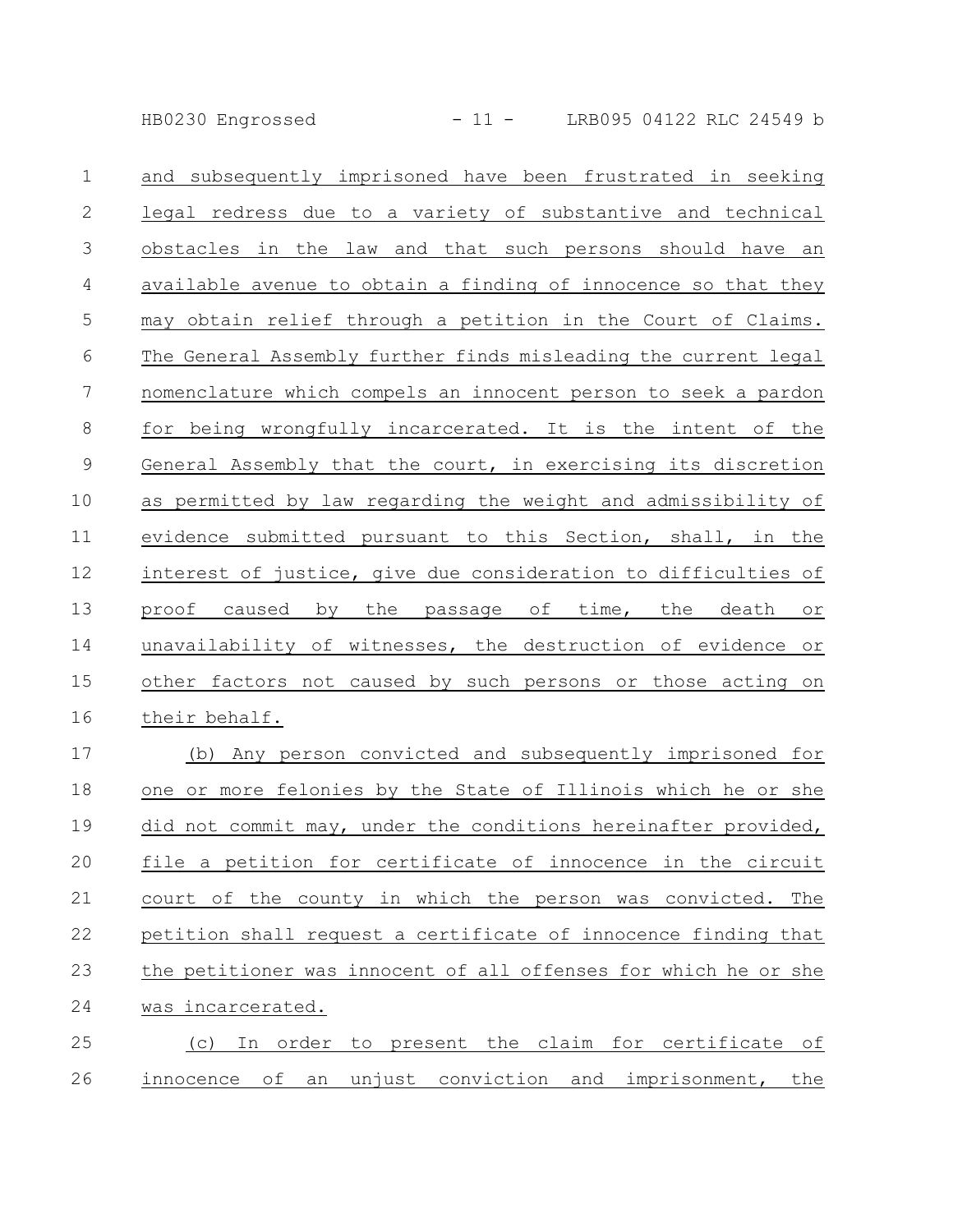and subsequently imprisoned have been frustrated in seeking legal redress due to a variety of substantive and technical obstacles in the law and that such persons should have an available avenue to obtain a finding of innocence so that they may obtain relief through a petition in the Court of Claims. The General Assembly further finds misleading the current legal nomenclature which compels an innocent person to seek a pardon for being wrongfully incarcerated. It is the intent of the General Assembly that the court, in exercising its discretion as permitted by law regarding the weight and admissibility of evidence submitted pursuant to this Section, shall, in the interest of justice, give due consideration to difficulties of proof caused by the passage of time, the death or unavailability of witnesses, the destruction of evidence or other factors not caused by such persons or those acting on their behalf.

(b) Any person convicted and subsequently imprisoned for one or more felonies by the State of Illinois which he or she did not commit may, under the conditions hereinafter provided, file a petition for certificate of innocence in the circuit court of the county in which the person was convicted. The petition shall request a certificate of innocence finding that the petitioner was innocent of all offenses for which he or she was incarcerated.

(c) In order to present the claim for certificate of innocence of an unjust conviction and imprisonment, the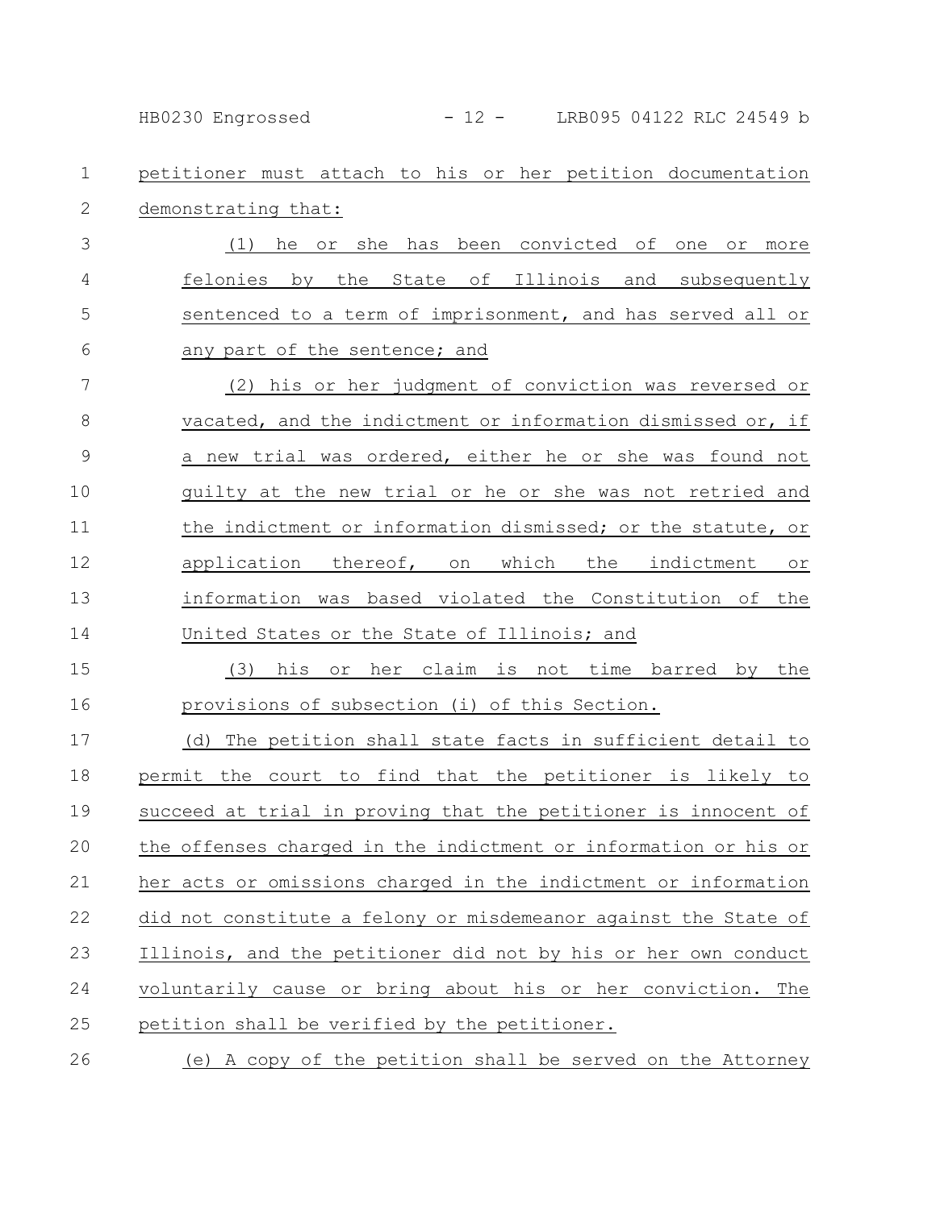petitioner must attach to his or her petition documentation demonstrating that:

(1) he or she has been convicted of one or more felonies by the State of Illinois and subsequently sentenced to a term of imprisonment, and has served all or any part of the sentence; and

(2) his or her judgment of conviction was reversed or vacated, and the indictment or information dismissed or, if a new trial was ordered, either he or she was found not guilty at the new trial or he or she was not retried and the indictment or information dismissed; or the statute, or application thereof, on which the indictment or information was based violated the Constitution of the United States or the State of Illinois; and

(3) his or her claim is not time barred by the provisions of subsection (i) of this Section.

(d) The petition shall state facts in sufficient detail to permit the court to find that the petitioner is likely to succeed at trial in proving that the petitioner is innocent of the offenses charged in the indictment or information or his or her acts or omissions charged in the indictment or information did not constitute a felony or misdemeanor against the State of Illinois, and the petitioner did not by his or her own conduct voluntarily cause or bring about his or her conviction. The petition shall be verified by the petitioner.

(e) A copy of the petition shall be served on the Attorney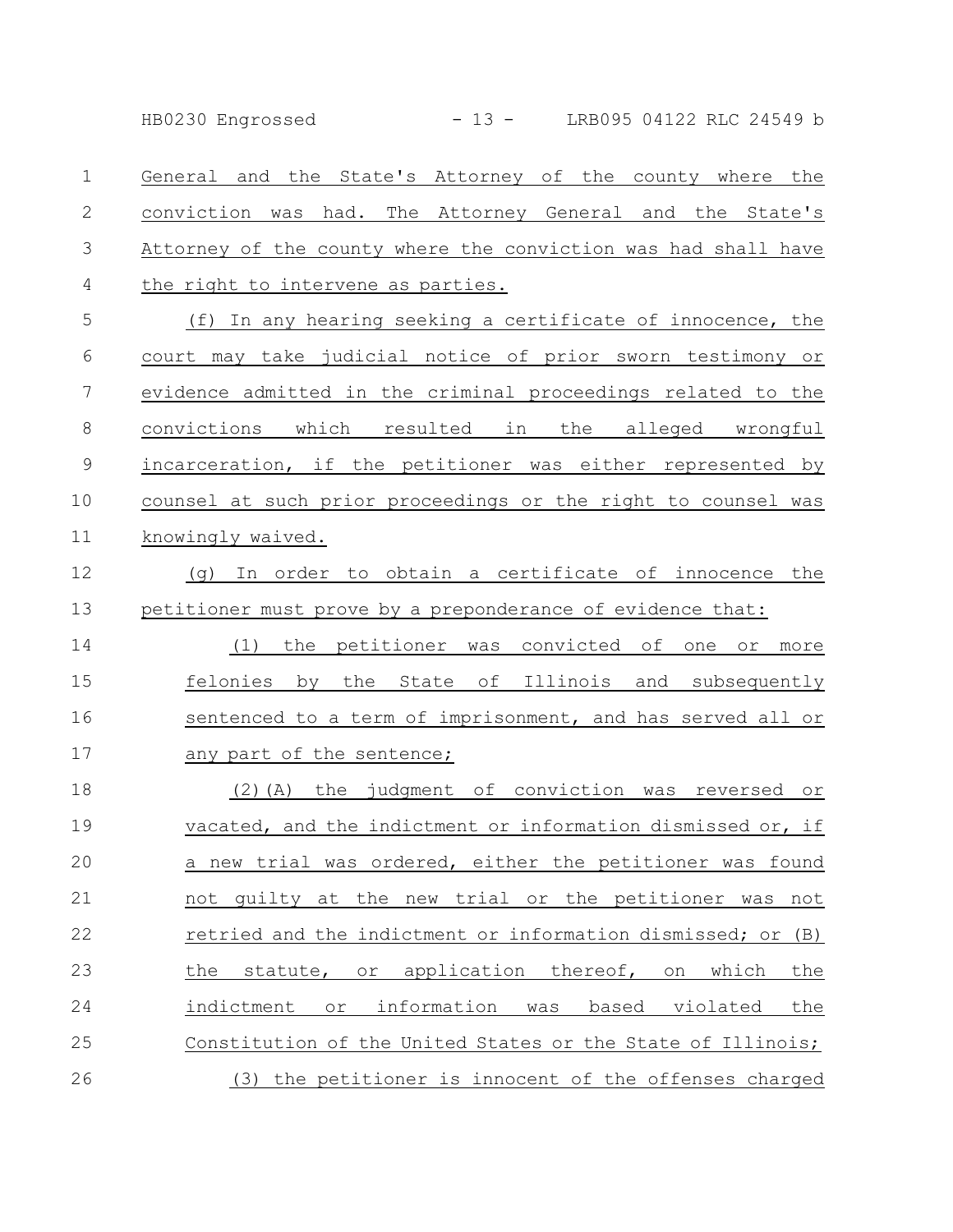General and the State's Attorney of the county where the conviction was had. The Attorney General and the State's Attorney of the county where the conviction was had shall have the right to intervene as parties.

(f) In any hearing seeking a certificate of innocence, the court may take judicial notice of prior sworn testimony or evidence admitted in the criminal proceedings related to the convictions which resulted in the alleged wrongful incarceration, if the petitioner was either represented by counsel at such prior proceedings or the right to counsel was knowingly waived.

(g) In order to obtain a certificate of innocence the petitioner must prove by a preponderance of evidence that:

(1) the petitioner was convicted of one or more felonies by the State of Illinois and subsequently sentenced to a term of imprisonment, and has served all or any part of the sentence;

(2)(A) the judgment of conviction was reversed or vacated, and the indictment or information dismissed or, if a new trial was ordered, either the petitioner was found not guilty at the new trial or the petitioner was not retried and the indictment or information dismissed; or (B) the statute, or application thereof, on which the indictment or information was based violated the Constitution of the United States or the State of Illinois;

(3) the petitioner is innocent of the offenses charged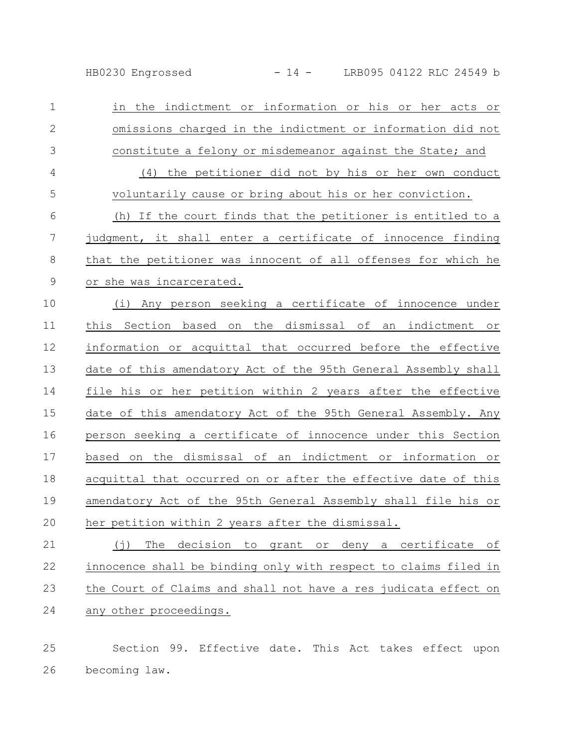in the indictment or information or his or her acts or omissions charged in the indictment or information did not constitute a felony or misdemeanor against the State; and

(4) the petitioner did not by his or her own conduct voluntarily cause or bring about his or her conviction.

(h) If the court finds that the petitioner is entitled to a judgment, it shall enter a certificate of innocence finding that the petitioner was innocent of all offenses for which he or she was incarcerated.

(i) Any person seeking a certificate of innocence under this Section based on the dismissal of an indictment or information or acquittal that occurred before the effective date of this amendatory Act of the 95th General Assembly shall file his or her petition within 2 years after the effective date of this amendatory Act of the 95th General Assembly. Any person seeking a certificate of innocence under this Section based on the dismissal of an indictment or information or acquittal that occurred on or after the effective date of this amendatory Act of the 95th General Assembly shall file his or her petition within 2 years after the dismissal.

(j) The decision to grant or deny a certificate of innocence shall be binding only with respect to claims filed in the Court of Claims and shall not have a res judicata effect on any other proceedings.

Section 99. Effective date. This Act takes effect upon becoming law.